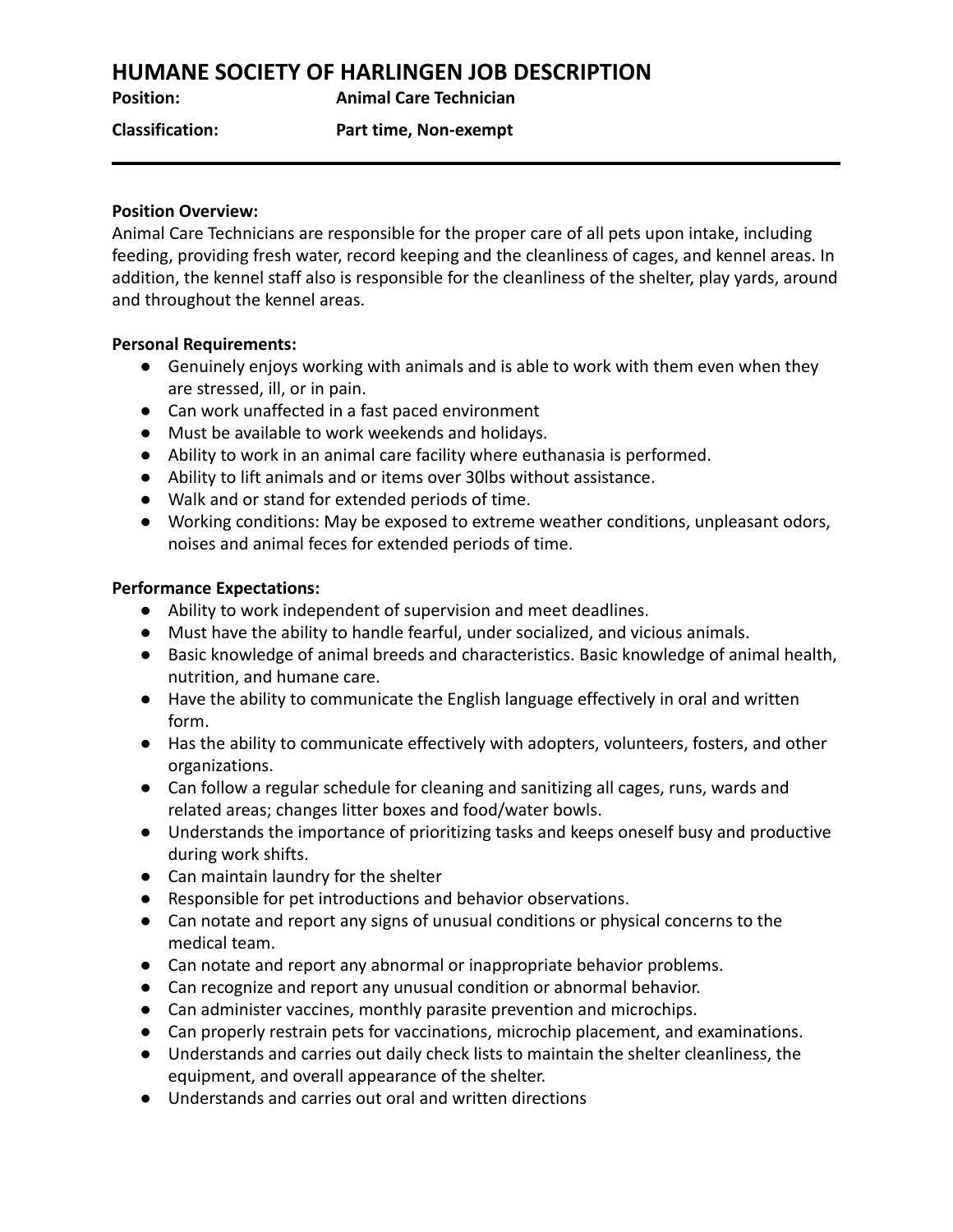# HUMANE SOCIETY OF HARLINGEN JOB DESCRIPTION

**Position:** **Animal Care Technician**

**Classification:** **Part time, Non-exempt**

---

**Position Overview:**
Animal Care Technicians are responsible for the proper care of all pets upon intake, including feeding, providing fresh water, record keeping and the cleanliness of cages, and kennel areas. In addition, the kennel staff also is responsible for the cleanliness of the shelter, play yards, around and throughout the kennel areas.

**Personal Requirements:**

- Genuinely enjoys working with animals and is able to work with them even when they are stressed, ill, or in pain.
- Can work unaffected in a fast paced environment
- Must be available to work weekends and holidays.
- Ability to work in an animal care facility where euthanasia is performed.
- Ability to lift animals and or items over 30lbs without assistance.
- Walk and or stand for extended periods of time.
- Working conditions: May be exposed to extreme weather conditions, unpleasant odors, noises and animal feces for extended periods of time.

**Performance Expectations:**

- Ability to work independent of supervision and meet deadlines.
- Must have the ability to handle fearful, under socialized, and vicious animals.
- Basic knowledge of animal breeds and characteristics. Basic knowledge of animal health, nutrition, and humane care.
- Have the ability to communicate the English language effectively in oral and written form.
- Has the ability to communicate effectively with adopters, volunteers, fosters, and other organizations.
- Can follow a regular schedule for cleaning and sanitizing all cages, runs, wards and related areas; changes litter boxes and food/water bowls.
- Understands the importance of prioritizing tasks and keeps oneself busy and productive during work shifts.
- Can maintain laundry for the shelter
- Responsible for pet introductions and behavior observations.
- Can notate and report any signs of unusual conditions or physical concerns to the medical team.
- Can notate and report any abnormal or inappropriate behavior problems.
- Can recognize and report any unusual condition or abnormal behavior.
- Can administer vaccines, monthly parasite prevention and microchips.
- Can properly restrain pets for vaccinations, microchip placement, and examinations.
- Understands and carries out daily check lists to maintain the shelter cleanliness, the equipment, and overall appearance of the shelter.
- Understands and carries out oral and written directions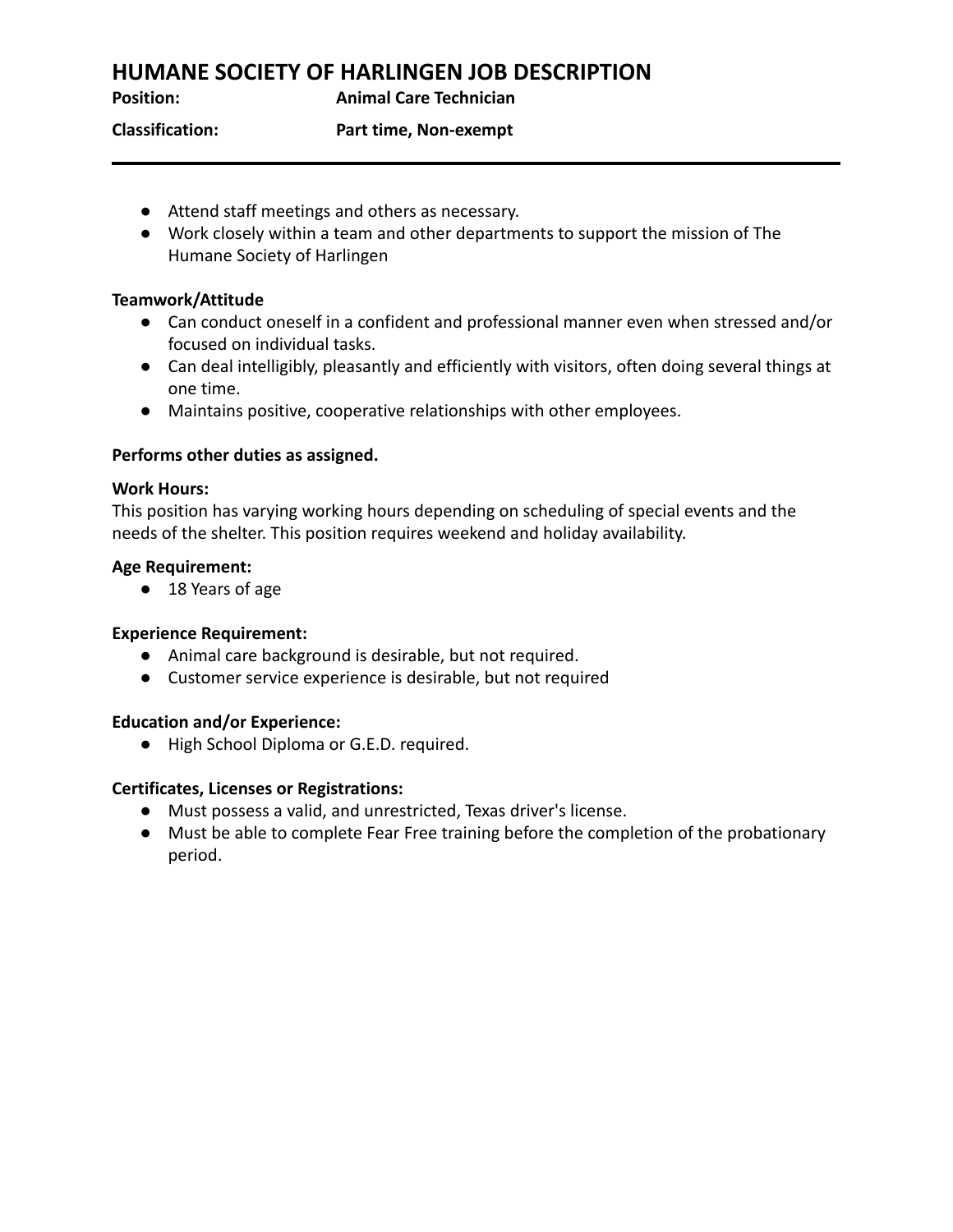# HUMANE SOCIETY OF HARLINGEN JOB DESCRIPTION

**Position:** **Animal Care Technician**

**Classification:** **Part time, Non-exempt**

---

- Attend staff meetings and others as necessary.
- Work closely within a team and other departments to support the mission of The Humane Society of Harlingen

**Teamwork/Attitude**
- Can conduct oneself in a confident and professional manner even when stressed and/or focused on individual tasks.
- Can deal intelligibly, pleasantly and efficiently with visitors, often doing several things at one time.
- Maintains positive, cooperative relationships with other employees.

**Performs other duties as assigned.**

**Work Hours:**
This position has varying working hours depending on scheduling of special events and the needs of the shelter. This position requires weekend and holiday availability.

**Age Requirement:**
- 18 Years of age

**Experience Requirement:**
- Animal care background is desirable, but not required.
- Customer service experience is desirable, but not required

**Education and/or Experience:**
- High School Diploma or G.E.D. required.

**Certificates, Licenses or Registrations:**
- Must possess a valid, and unrestricted, Texas driver's license.
- Must be able to complete Fear Free training before the completion of the probationary period.